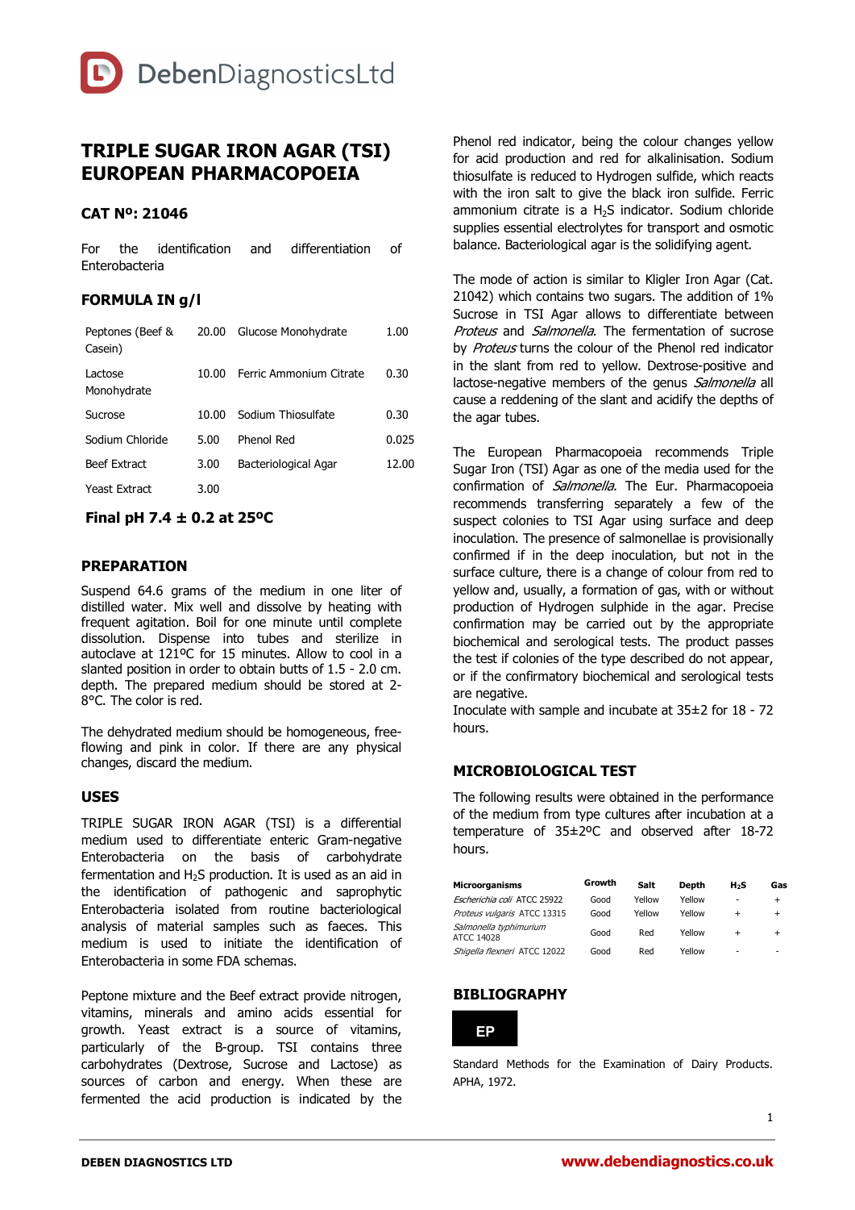DebenDiagnosticsLtd

# TRIPLE SUGAR IRON AGAR (TSI) EUROPEAN PHARMACOPOEIA

## CAT Nº: 21046

For the identification and differentiation of Enterobacteria

## FORMULA IN g/l

| | | | |
|---|---|---|---|
| Peptones (Beef & Casein) | 20.00 | Glucose Monohydrate | 1.00 |
| Lactose Monohydrate | 10.00 | Ferric Ammonium Citrate | 0.30 |
| Sucrose | 10.00 | Sodium Thiosulfate | 0.30 |
| Sodium Chloride | 5.00 | Phenol Red | 0.025 |
| Beef Extract | 3.00 | Bacteriological Agar | 12.00 |
| Yeast Extract | 3.00 | | |

**Final pH 7.4 ± 0.2 at 25ºC**

## PREPARATION

Suspend 64.6 grams of the medium in one liter of distilled water. Mix well and dissolve by heating with frequent agitation. Boil for one minute until complete dissolution. Dispense into tubes and sterilize in autoclave at 121ºC for 15 minutes. Allow to cool in a slanted position in order to obtain butts of 1.5 - 2.0 cm. depth. The prepared medium should be stored at 2-8°C. The color is red.

The dehydrated medium should be homogeneous, free-flowing and pink in color. If there are any physical changes, discard the medium.

## USES

TRIPLE SUGAR IRON AGAR (TSI) is a differential medium used to differentiate enteric Gram-negative Enterobacteria on the basis of carbohydrate fermentation and $H_2S$ production. It is used as an aid in the identification of pathogenic and saprophytic Enterobacteria isolated from routine bacteriological analysis of material samples such as faeces. This medium is used to initiate the identification of Enterobacteria in some FDA schemas.

Peptone mixture and the Beef extract provide nitrogen, vitamins, minerals and amino acids essential for growth. Yeast extract is a source of vitamins, particularly of the B-group. TSI contains three carbohydrates (Dextrose, Sucrose and Lactose) as sources of carbon and energy. When these are fermented the acid production is indicated by the Phenol red indicator, being the colour changes yellow for acid production and red for alkalinisation. Sodium thiosulfate is reduced to Hydrogen sulfide, which reacts with the iron salt to give the black iron sulfide. Ferric ammonium citrate is a $H_2S$ indicator. Sodium chloride supplies essential electrolytes for transport and osmotic balance. Bacteriological agar is the solidifying agent.

The mode of action is similar to Kligler Iron Agar (Cat. 21042) which contains two sugars. The addition of 1% Sucrose in TSI Agar allows to differentiate between *Proteus* and *Salmonella.* The fermentation of sucrose by *Proteus* turns the colour of the Phenol red indicator in the slant from red to yellow. Dextrose-positive and lactose-negative members of the genus *Salmonella* all cause a reddening of the slant and acidify the depths of the agar tubes.

The European Pharmacopoeia recommends Triple Sugar Iron (TSI) Agar as one of the media used for the confirmation of *Salmonella*. The Eur. Pharmacopoeia recommends transferring separately a few of the suspect colonies to TSI Agar using surface and deep inoculation. The presence of salmonellae is provisionally confirmed if in the deep inoculation, but not in the surface culture, there is a change of colour from red to yellow and, usually, a formation of gas, with or without production of Hydrogen sulphide in the agar. Precise confirmation may be carried out by the appropriate biochemical and serological tests. The product passes the test if colonies of the type described do not appear, or if the confirmatory biochemical and serological tests are negative.
Inoculate with sample and incubate at 35±2 for 18 - 72 hours.

## MICROBIOLOGICAL TEST

The following results were obtained in the performance of the medium from type cultures after incubation at a temperature of 35±2ºC and observed after 18-72 hours.

| Microorganisms | Growth | Salt | Depth | $H_2S$ | Gas |
|---|---|---|---|---|---|
| *Escherichia coli* ATCC 25922 | Good | Yellow | Yellow | - | + |
| *Proteus vulgaris* ATCC 13315 | Good | Yellow | Yellow | + | + |
| *Salmonella typhimurium* ATCC 14028 | Good | Red | Yellow | + | + |
| *Shigella flexneri* ATCC 12022 | Good | Red | Yellow | - | - |

## BIBLIOGRAPHY

**EP**

Standard Methods for the Examination of Dairy Products. APHA, 1972.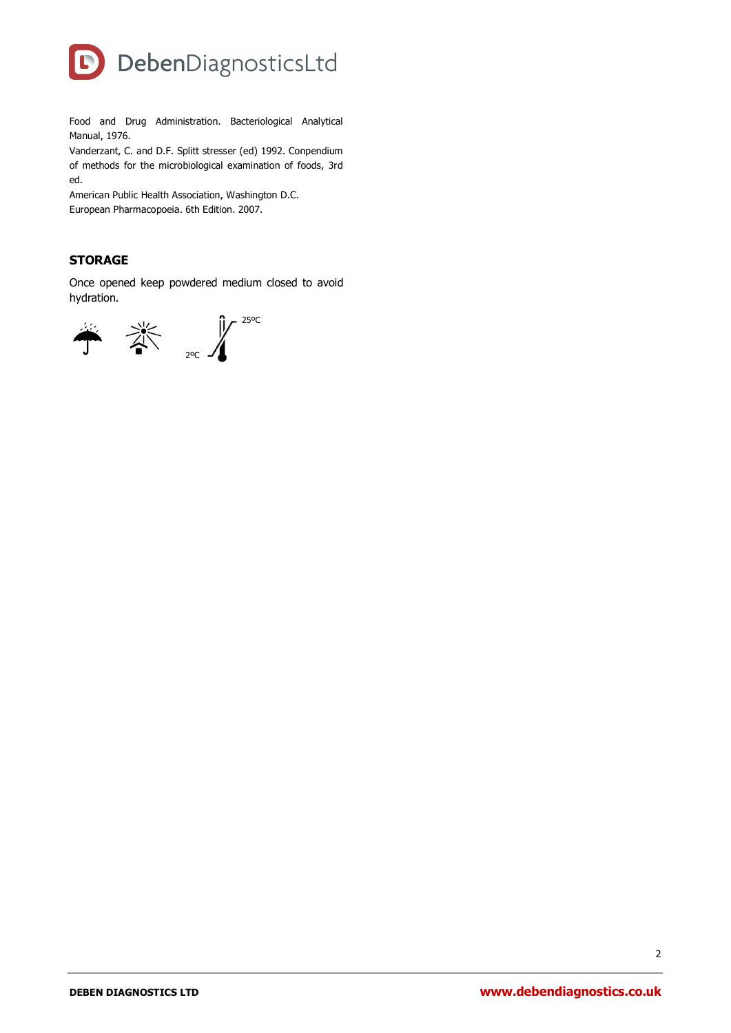Food and Drug Administration. Bacteriological Analytical Manual, 1976.

Vanderzant, C. and D.F. Splitt stresser (ed) 1992. Conpendium of methods for the microbiological examination of foods, 3rd ed.

American Public Health Association, Washington D.C.

European Pharmacopoeia. 6th Edition. 2007.

## STORAGE

Once opened keep powdered medium closed to avoid hydration.

25ºC

2ºC